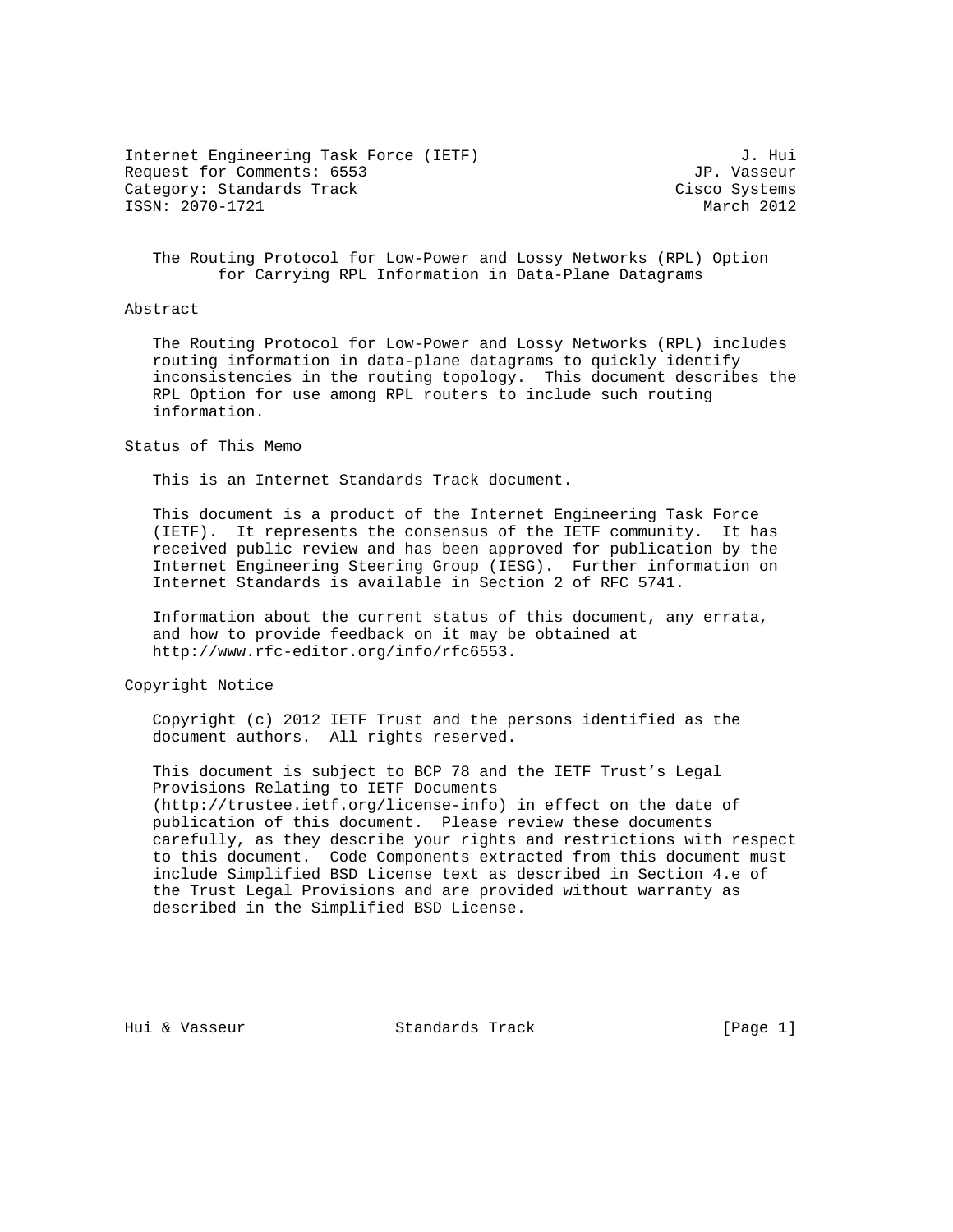Internet Engineering Task Force (IETF) J. Hui
Request for Comments: 6553 JP. Vasseur
Category: Standards Track Cisco Systems
ISSN: 2070-1721 March 2012

# The Routing Protocol for Low-Power and Lossy Networks (RPL) Option for Carrying RPL Information in Data-Plane Datagrams

## Abstract

The Routing Protocol for Low-Power and Lossy Networks (RPL) includes routing information in data-plane datagrams to quickly identify inconsistencies in the routing topology. This document describes the RPL Option for use among RPL routers to include such routing information.

## Status of This Memo

This is an Internet Standards Track document.

This document is a product of the Internet Engineering Task Force (IETF). It represents the consensus of the IETF community. It has received public review and has been approved for publication by the Internet Engineering Steering Group (IESG). Further information on Internet Standards is available in Section 2 of RFC 5741.

Information about the current status of this document, any errata, and how to provide feedback on it may be obtained at http://www.rfc-editor.org/info/rfc6553.

## Copyright Notice

Copyright (c) 2012 IETF Trust and the persons identified as the document authors. All rights reserved.

This document is subject to BCP 78 and the IETF Trust's Legal Provisions Relating to IETF Documents (http://trustee.ietf.org/license-info) in effect on the date of publication of this document. Please review these documents carefully, as they describe your rights and restrictions with respect to this document. Code Components extracted from this document must include Simplified BSD License text as described in Section 4.e of the Trust Legal Provisions and are provided without warranty as described in the Simplified BSD License.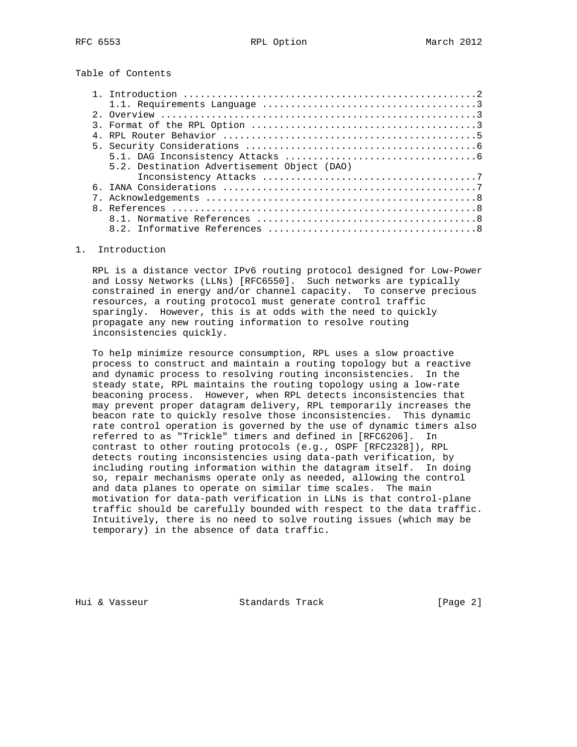Table of Contents

```
   1. Introduction ....................................................2
      1.1. Requirements Language ......................................3
   2. Overview ........................................................3
   3. Format of the RPL Option ........................................3
   4. RPL Router Behavior .............................................5
   5. Security Considerations .........................................6
      5.1. DAG Inconsistency Attacks ..................................6
      5.2. Destination Advertisement Object (DAO)
           Inconsistency Attacks ......................................7
   6. IANA Considerations .............................................7
   7. Acknowledgements ................................................8
   8. References ......................................................8
      8.1. Normative References .......................................8
      8.2. Informative References .....................................8
```

# 1. Introduction

RPL is a distance vector IPv6 routing protocol designed for Low-Power and Lossy Networks (LLNs) [RFC6550]. Such networks are typically constrained in energy and/or channel capacity. To conserve precious resources, a routing protocol must generate control traffic sparingly. However, this is at odds with the need to quickly propagate any new routing information to resolve routing inconsistencies quickly.

To help minimize resource consumption, RPL uses a slow proactive process to construct and maintain a routing topology but a reactive and dynamic process to resolving routing inconsistencies. In the steady state, RPL maintains the routing topology using a low-rate beaconing process. However, when RPL detects inconsistencies that may prevent proper datagram delivery, RPL temporarily increases the beacon rate to quickly resolve those inconsistencies. This dynamic rate control operation is governed by the use of dynamic timers also referred to as "Trickle" timers and defined in [RFC6206]. In contrast to other routing protocols (e.g., OSPF [RFC2328]), RPL detects routing inconsistencies using data-path verification, by including routing information within the datagram itself. In doing so, repair mechanisms operate only as needed, allowing the control and data planes to operate on similar time scales. The main motivation for data-path verification in LLNs is that control-plane traffic should be carefully bounded with respect to the data traffic. Intuitively, there is no need to solve routing issues (which may be temporary) in the absence of data traffic.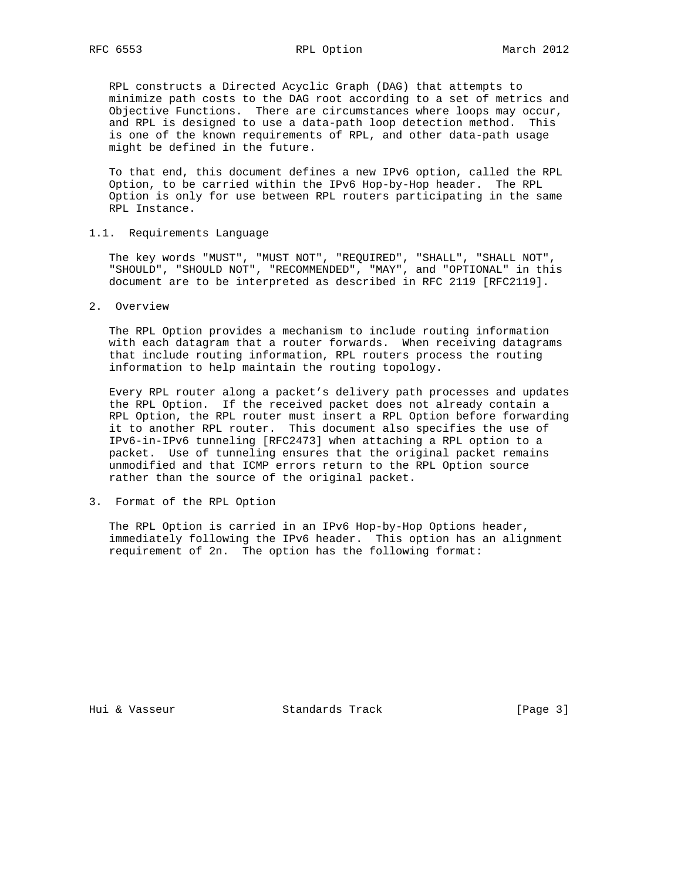RPL constructs a Directed Acyclic Graph (DAG) that attempts to minimize path costs to the DAG root according to a set of metrics and Objective Functions. There are circumstances where loops may occur, and RPL is designed to use a data-path loop detection method. This is one of the known requirements of RPL, and other data-path usage might be defined in the future.

To that end, this document defines a new IPv6 option, called the RPL Option, to be carried within the IPv6 Hop-by-Hop header. The RPL Option is only for use between RPL routers participating in the same RPL Instance.

### 1.1. Requirements Language

The key words "MUST", "MUST NOT", "REQUIRED", "SHALL", "SHALL NOT", "SHOULD", "SHOULD NOT", "RECOMMENDED", "MAY", and "OPTIONAL" in this document are to be interpreted as described in RFC 2119 [RFC2119].

## 2. Overview

The RPL Option provides a mechanism to include routing information with each datagram that a router forwards. When receiving datagrams that include routing information, RPL routers process the routing information to help maintain the routing topology.

Every RPL router along a packet's delivery path processes and updates the RPL Option. If the received packet does not already contain a RPL Option, the RPL router must insert a RPL Option before forwarding it to another RPL router. This document also specifies the use of IPv6-in-IPv6 tunneling [RFC2473] when attaching a RPL option to a packet. Use of tunneling ensures that the original packet remains unmodified and that ICMP errors return to the RPL Option source rather than the source of the original packet.

## 3. Format of the RPL Option

The RPL Option is carried in an IPv6 Hop-by-Hop Options header, immediately following the IPv6 header. This option has an alignment requirement of 2n. The option has the following format: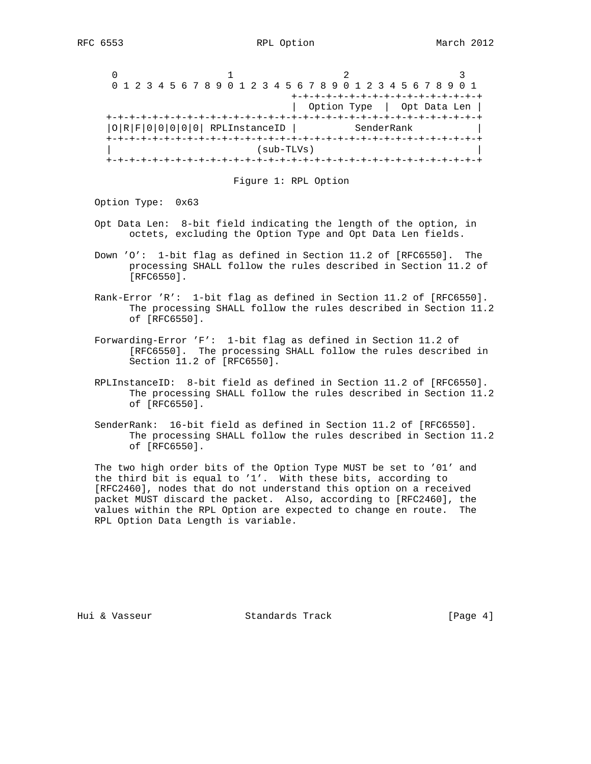```
    0                   1                   2                   3
    0 1 2 3 4 5 6 7 8 9 0 1 2 3 4 5 6 7 8 9 0 1 2 3 4 5 6 7 8 9 0 1
                                   +-+-+-+-+-+-+-+-+-+-+-+-+-+-+-+-+
                                   |  Option Type  |  Opt Data Len |
   +-+-+-+-+-+-+-+-+-+-+-+-+-+-+-+-+-+-+-+-+-+-+-+-+-+-+-+-+-+-+-+-+
   |O|R|F|0|0|0|0|0| RPLInstanceID |          SenderRank           |
   +-+-+-+-+-+-+-+-+-+-+-+-+-+-+-+-+-+-+-+-+-+-+-+-+-+-+-+-+-+-+-+-+
   |                         (sub-TLVs)                            |
   +-+-+-+-+-+-+-+-+-+-+-+-+-+-+-+-+-+-+-+-+-+-+-+-+-+-+-+-+-+-+-+-+
```

Figure 1: RPL Option

Option Type: 0x63

Opt Data Len: 8-bit field indicating the length of the option, in octets, excluding the Option Type and Opt Data Len fields.

Down 'O': 1-bit flag as defined in Section 11.2 of [RFC6550]. The processing SHALL follow the rules described in Section 11.2 of [RFC6550].

Rank-Error 'R': 1-bit flag as defined in Section 11.2 of [RFC6550]. The processing SHALL follow the rules described in Section 11.2 of [RFC6550].

Forwarding-Error 'F': 1-bit flag as defined in Section 11.2 of [RFC6550]. The processing SHALL follow the rules described in Section 11.2 of [RFC6550].

RPLInstanceID: 8-bit field as defined in Section 11.2 of [RFC6550]. The processing SHALL follow the rules described in Section 11.2 of [RFC6550].

SenderRank: 16-bit field as defined in Section 11.2 of [RFC6550]. The processing SHALL follow the rules described in Section 11.2 of [RFC6550].

The two high order bits of the Option Type MUST be set to '01' and the third bit is equal to '1'. With these bits, according to [RFC2460], nodes that do not understand this option on a received packet MUST discard the packet. Also, according to [RFC2460], the values within the RPL Option are expected to change en route. The RPL Option Data Length is variable.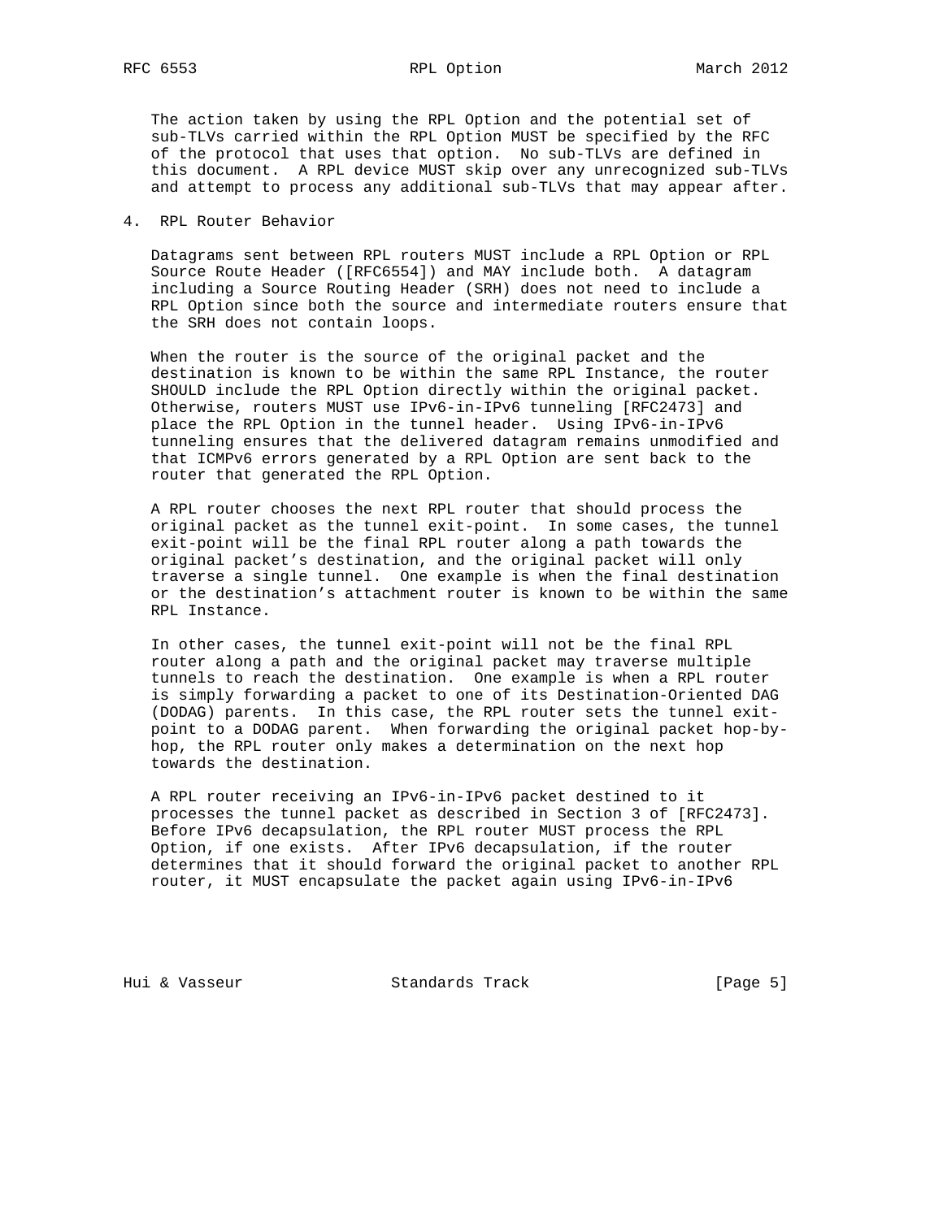The action taken by using the RPL Option and the potential set of sub-TLVs carried within the RPL Option MUST be specified by the RFC of the protocol that uses that option. No sub-TLVs are defined in this document. A RPL device MUST skip over any unrecognized sub-TLVs and attempt to process any additional sub-TLVs that may appear after.

## 4. RPL Router Behavior

Datagrams sent between RPL routers MUST include a RPL Option or RPL Source Route Header ([RFC6554]) and MAY include both. A datagram including a Source Routing Header (SRH) does not need to include a RPL Option since both the source and intermediate routers ensure that the SRH does not contain loops.

When the router is the source of the original packet and the destination is known to be within the same RPL Instance, the router SHOULD include the RPL Option directly within the original packet. Otherwise, routers MUST use IPv6-in-IPv6 tunneling [RFC2473] and place the RPL Option in the tunnel header. Using IPv6-in-IPv6 tunneling ensures that the delivered datagram remains unmodified and that ICMPv6 errors generated by a RPL Option are sent back to the router that generated the RPL Option.

A RPL router chooses the next RPL router that should process the original packet as the tunnel exit-point. In some cases, the tunnel exit-point will be the final RPL router along a path towards the original packet's destination, and the original packet will only traverse a single tunnel. One example is when the final destination or the destination's attachment router is known to be within the same RPL Instance.

In other cases, the tunnel exit-point will not be the final RPL router along a path and the original packet may traverse multiple tunnels to reach the destination. One example is when a RPL router is simply forwarding a packet to one of its Destination-Oriented DAG (DODAG) parents. In this case, the RPL router sets the tunnel exit-point to a DODAG parent. When forwarding the original packet hop-by-hop, the RPL router only makes a determination on the next hop towards the destination.

A RPL router receiving an IPv6-in-IPv6 packet destined to it processes the tunnel packet as described in Section 3 of [RFC2473]. Before IPv6 decapsulation, the RPL router MUST process the RPL Option, if one exists. After IPv6 decapsulation, if the router determines that it should forward the original packet to another RPL router, it MUST encapsulate the packet again using IPv6-in-IPv6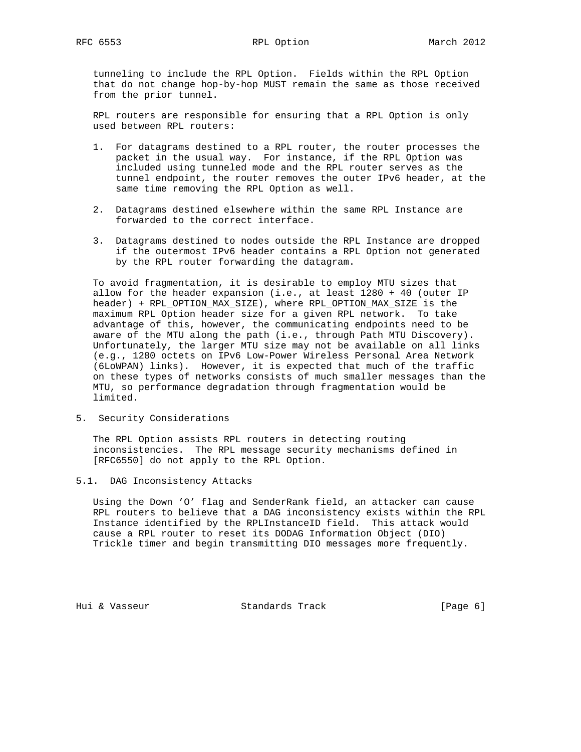tunneling to include the RPL Option. Fields within the RPL Option that do not change hop-by-hop MUST remain the same as those received from the prior tunnel.

RPL routers are responsible for ensuring that a RPL Option is only used between RPL routers:

1. For datagrams destined to a RPL router, the router processes the packet in the usual way. For instance, if the RPL Option was included using tunneled mode and the RPL router serves as the tunnel endpoint, the router removes the outer IPv6 header, at the same time removing the RPL Option as well.

2. Datagrams destined elsewhere within the same RPL Instance are forwarded to the correct interface.

3. Datagrams destined to nodes outside the RPL Instance are dropped if the outermost IPv6 header contains a RPL Option not generated by the RPL router forwarding the datagram.

To avoid fragmentation, it is desirable to employ MTU sizes that allow for the header expansion (i.e., at least 1280 + 40 (outer IP header) + RPL_OPTION_MAX_SIZE), where RPL_OPTION_MAX_SIZE is the maximum RPL Option header size for a given RPL network. To take advantage of this, however, the communicating endpoints need to be aware of the MTU along the path (i.e., through Path MTU Discovery). Unfortunately, the larger MTU size may not be available on all links (e.g., 1280 octets on IPv6 Low-Power Wireless Personal Area Network (6LoWPAN) links). However, it is expected that much of the traffic on these types of networks consists of much smaller messages than the MTU, so performance degradation through fragmentation would be limited.

## 5. Security Considerations

The RPL Option assists RPL routers in detecting routing inconsistencies. The RPL message security mechanisms defined in [RFC6550] do not apply to the RPL Option.

### 5.1. DAG Inconsistency Attacks

Using the Down 'O' flag and SenderRank field, an attacker can cause RPL routers to believe that a DAG inconsistency exists within the RPL Instance identified by the RPLInstanceID field. This attack would cause a RPL router to reset its DODAG Information Object (DIO) Trickle timer and begin transmitting DIO messages more frequently.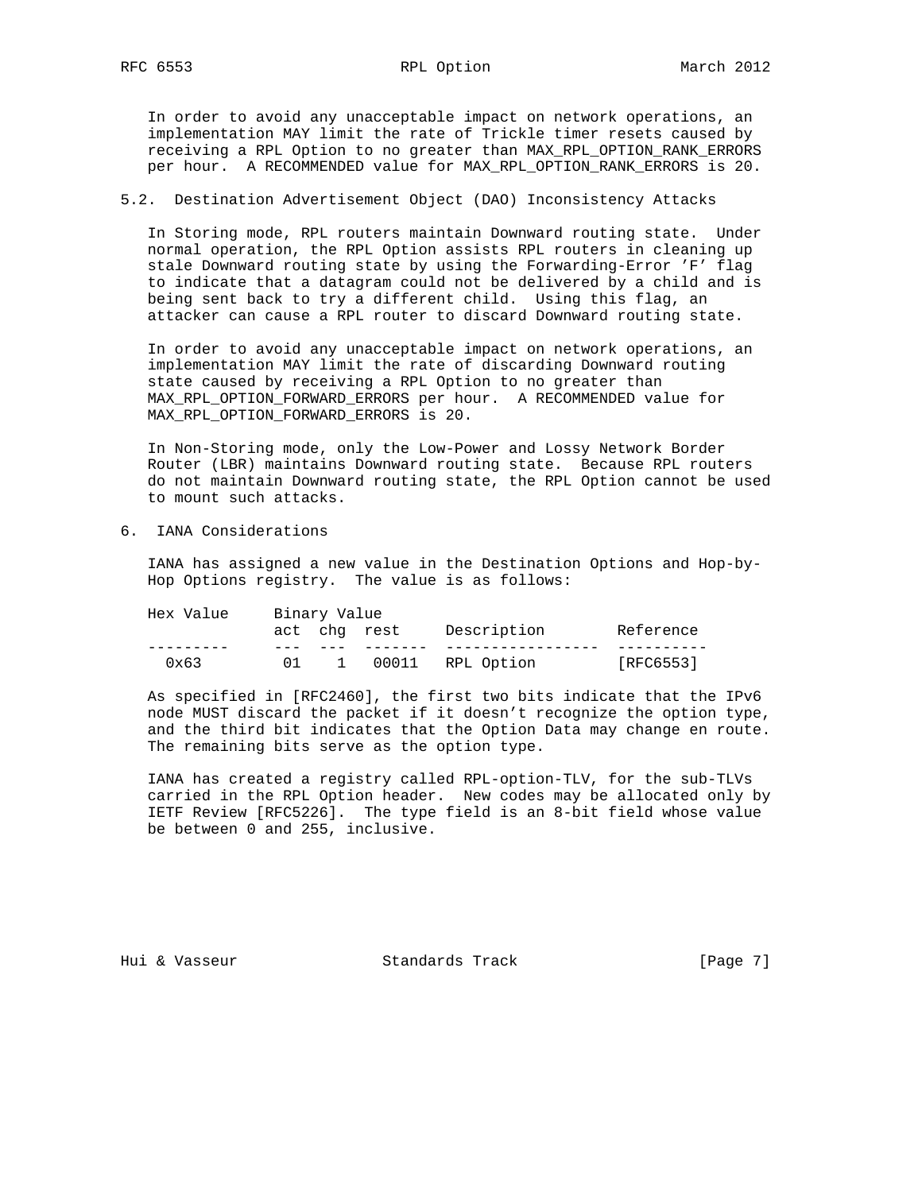In order to avoid any unacceptable impact on network operations, an implementation MAY limit the rate of Trickle timer resets caused by receiving a RPL Option to no greater than MAX_RPL_OPTION_RANK_ERRORS per hour. A RECOMMENDED value for MAX_RPL_OPTION_RANK_ERRORS is 20.

### 5.2. Destination Advertisement Object (DAO) Inconsistency Attacks

In Storing mode, RPL routers maintain Downward routing state. Under normal operation, the RPL Option assists RPL routers in cleaning up stale Downward routing state by using the Forwarding-Error 'F' flag to indicate that a datagram could not be delivered by a child and is being sent back to try a different child. Using this flag, an attacker can cause a RPL router to discard Downward routing state.

In order to avoid any unacceptable impact on network operations, an implementation MAY limit the rate of discarding Downward routing state caused by receiving a RPL Option to no greater than MAX_RPL_OPTION_FORWARD_ERRORS per hour. A RECOMMENDED value for MAX_RPL_OPTION_FORWARD_ERRORS is 20.

In Non-Storing mode, only the Low-Power and Lossy Network Border Router (LBR) maintains Downward routing state. Because RPL routers do not maintain Downward routing state, the RPL Option cannot be used to mount such attacks.

## 6. IANA Considerations

IANA has assigned a new value in the Destination Options and Hop-by-Hop Options registry. The value is as follows:

| Hex Value | Binary Value | | | Description | Reference |
|---|---|---|---|---|---|
| | act | chg | rest | | |
| 0x63 | 01 | 1 | 00011 | RPL Option | [RFC6553] |

As specified in [RFC2460], the first two bits indicate that the IPv6 node MUST discard the packet if it doesn't recognize the option type, and the third bit indicates that the Option Data may change en route. The remaining bits serve as the option type.

IANA has created a registry called RPL-option-TLV, for the sub-TLVs carried in the RPL Option header. New codes may be allocated only by IETF Review [RFC5226]. The type field is an 8-bit field whose value be between 0 and 255, inclusive.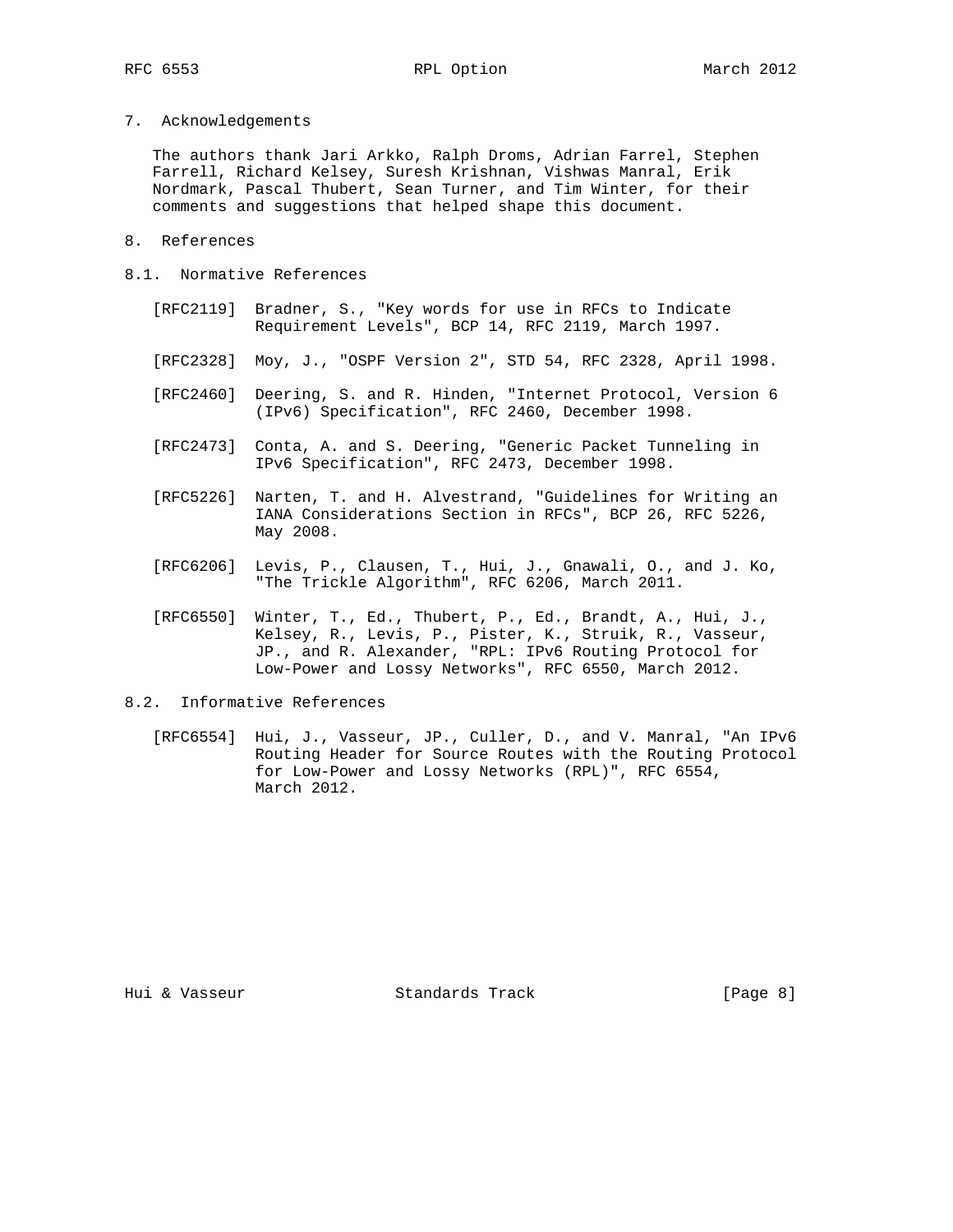## 7. Acknowledgements

The authors thank Jari Arkko, Ralph Droms, Adrian Farrel, Stephen Farrell, Richard Kelsey, Suresh Krishnan, Vishwas Manral, Erik Nordmark, Pascal Thubert, Sean Turner, and Tim Winter, for their comments and suggestions that helped shape this document.

## 8. References

### 8.1. Normative References

[RFC2119] Bradner, S., "Key words for use in RFCs to Indicate Requirement Levels", BCP 14, RFC 2119, March 1997.

[RFC2328] Moy, J., "OSPF Version 2", STD 54, RFC 2328, April 1998.

[RFC2460] Deering, S. and R. Hinden, "Internet Protocol, Version 6 (IPv6) Specification", RFC 2460, December 1998.

[RFC2473] Conta, A. and S. Deering, "Generic Packet Tunneling in IPv6 Specification", RFC 2473, December 1998.

[RFC5226] Narten, T. and H. Alvestrand, "Guidelines for Writing an IANA Considerations Section in RFCs", BCP 26, RFC 5226, May 2008.

[RFC6206] Levis, P., Clausen, T., Hui, J., Gnawali, O., and J. Ko, "The Trickle Algorithm", RFC 6206, March 2011.

[RFC6550] Winter, T., Ed., Thubert, P., Ed., Brandt, A., Hui, J., Kelsey, R., Levis, P., Pister, K., Struik, R., Vasseur, JP., and R. Alexander, "RPL: IPv6 Routing Protocol for Low-Power and Lossy Networks", RFC 6550, March 2012.

### 8.2. Informative References

[RFC6554] Hui, J., Vasseur, JP., Culler, D., and V. Manral, "An IPv6 Routing Header for Source Routes with the Routing Protocol for Low-Power and Lossy Networks (RPL)", RFC 6554, March 2012.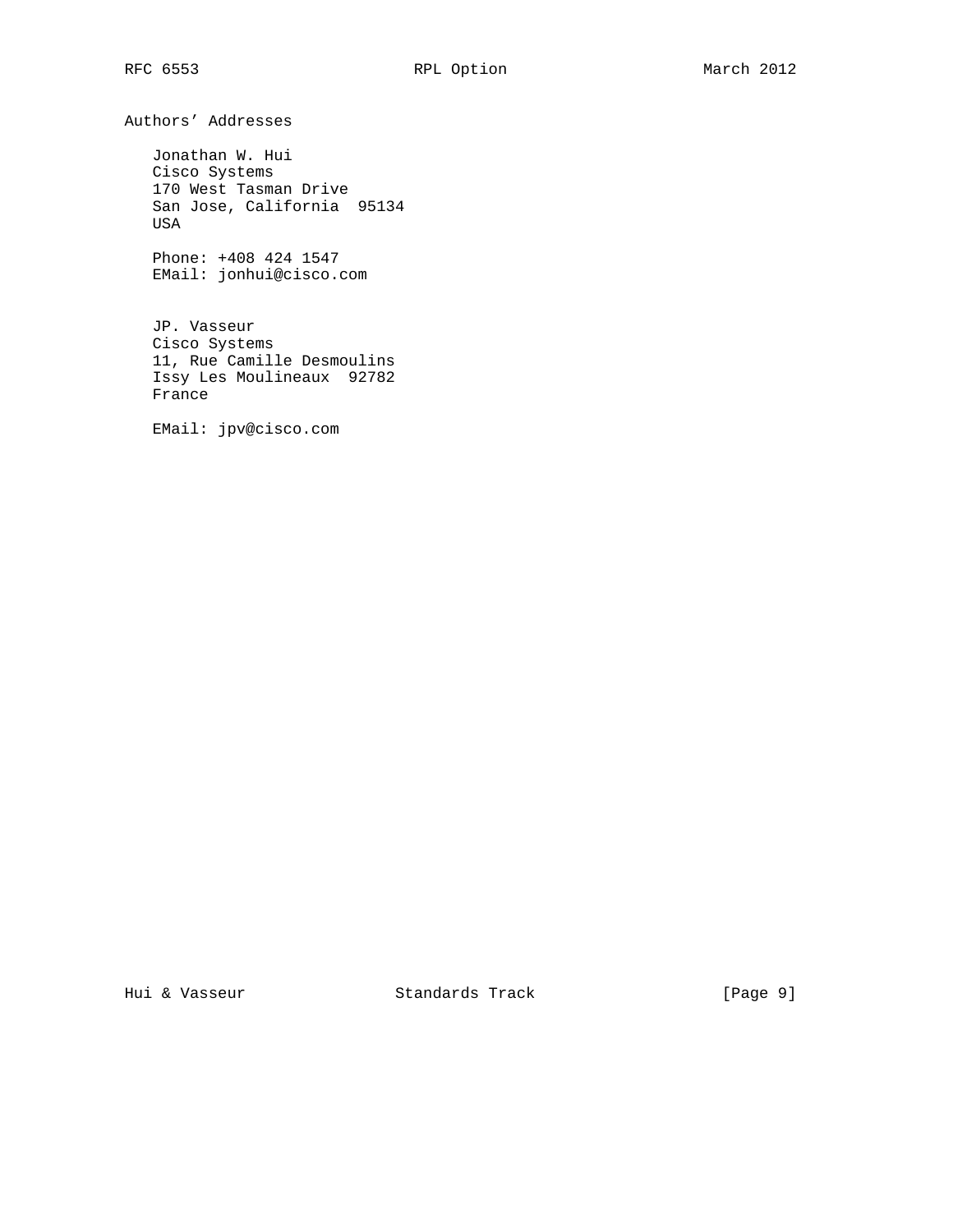## Authors' Addresses

Jonathan W. Hui
Cisco Systems
170 West Tasman Drive
San Jose, California  95134
USA

Phone: +408 424 1547
EMail: jonhui@cisco.com

JP. Vasseur
Cisco Systems
11, Rue Camille Desmoulins
Issy Les Moulineaux  92782
France

EMail: jpv@cisco.com